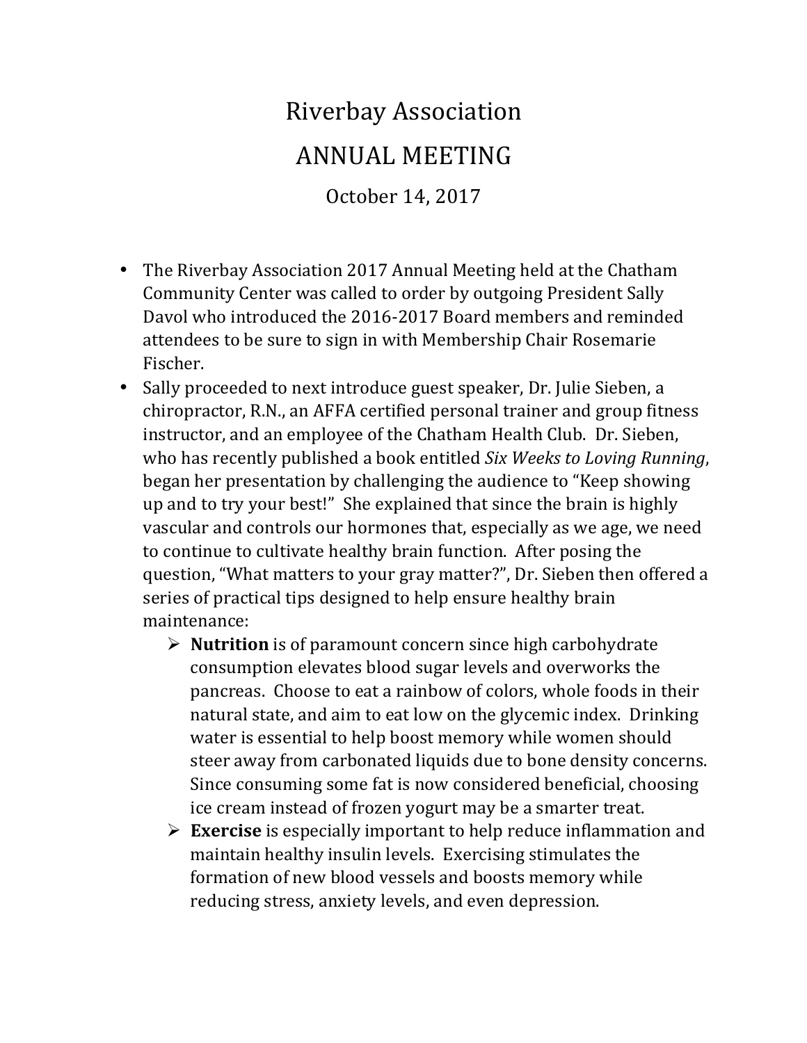# Riverbay Association

## ANNUAL MEETING

October 14, 2017

- The Riverbay Association 2017 Annual Meeting held at the Chatham Community Center was called to order by outgoing President Sally Davol who introduced the 2016-2017 Board members and reminded attendees to be sure to sign in with Membership Chair Rosemarie Fischer.
- Sally proceeded to next introduce guest speaker, Dr. Julie Sieben, a chiropractor, R.N., an AFFA certified personal trainer and group fitness instructor, and an employee of the Chatham Health Club. Dr. Sieben, who has recently published a book entitled *Six Weeks to Loving Running*, began her presentation by challenging the audience to "Keep showing up and to try your best!" She explained that since the brain is highly vascular and controls our hormones that, especially as we age, we need to continue to cultivate healthy brain function. After posing the question, "What matters to your gray matter?", Dr. Sieben then offered a series of practical tips designed to help ensure healthy brain maintenance:
  - **Nutrition** is of paramount concern since high carbohydrate consumption elevates blood sugar levels and overworks the pancreas. Choose to eat a rainbow of colors, whole foods in their natural state, and aim to eat low on the glycemic index. Drinking water is essential to help boost memory while women should steer away from carbonated liquids due to bone density concerns. Since consuming some fat is now considered beneficial, choosing ice cream instead of frozen yogurt may be a smarter treat.
  - **Exercise** is especially important to help reduce inflammation and maintain healthy insulin levels. Exercising stimulates the formation of new blood vessels and boosts memory while reducing stress, anxiety levels, and even depression.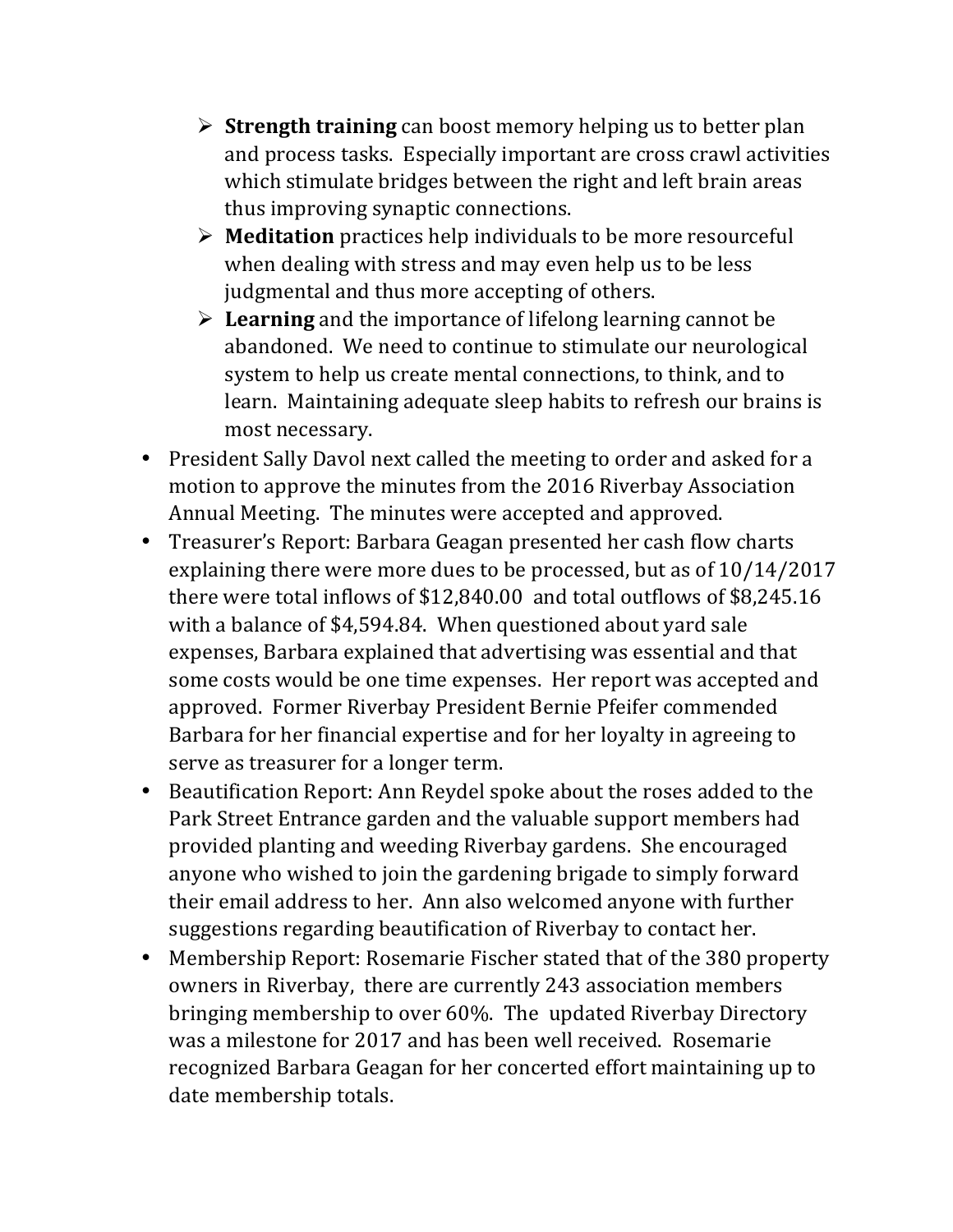- **Strength training** can boost memory helping us to better plan and process tasks. Especially important are cross crawl activities which stimulate bridges between the right and left brain areas thus improving synaptic connections.
  - **Meditation** practices help individuals to be more resourceful when dealing with stress and may even help us to be less judgmental and thus more accepting of others.
  - **Learning** and the importance of lifelong learning cannot be abandoned. We need to continue to stimulate our neurological system to help us create mental connections, to think, and to learn. Maintaining adequate sleep habits to refresh our brains is most necessary.

- President Sally Davol next called the meeting to order and asked for a motion to approve the minutes from the 2016 Riverbay Association Annual Meeting. The minutes were accepted and approved.
- Treasurer's Report: Barbara Geagan presented her cash flow charts explaining there were more dues to be processed, but as of 10/14/2017 there were total inflows of $12,840.00 and total outflows of $8,245.16 with a balance of $4,594.84. When questioned about yard sale expenses, Barbara explained that advertising was essential and that some costs would be one time expenses. Her report was accepted and approved. Former Riverbay President Bernie Pfeifer commended Barbara for her financial expertise and for her loyalty in agreeing to serve as treasurer for a longer term.
- Beautification Report: Ann Reydel spoke about the roses added to the Park Street Entrance garden and the valuable support members had provided planting and weeding Riverbay gardens. She encouraged anyone who wished to join the gardening brigade to simply forward their email address to her. Ann also welcomed anyone with further suggestions regarding beautification of Riverbay to contact her.
- Membership Report: Rosemarie Fischer stated that of the 380 property owners in Riverbay, there are currently 243 association members bringing membership to over 60%. The updated Riverbay Directory was a milestone for 2017 and has been well received. Rosemarie recognized Barbara Geagan for her concerted effort maintaining up to date membership totals.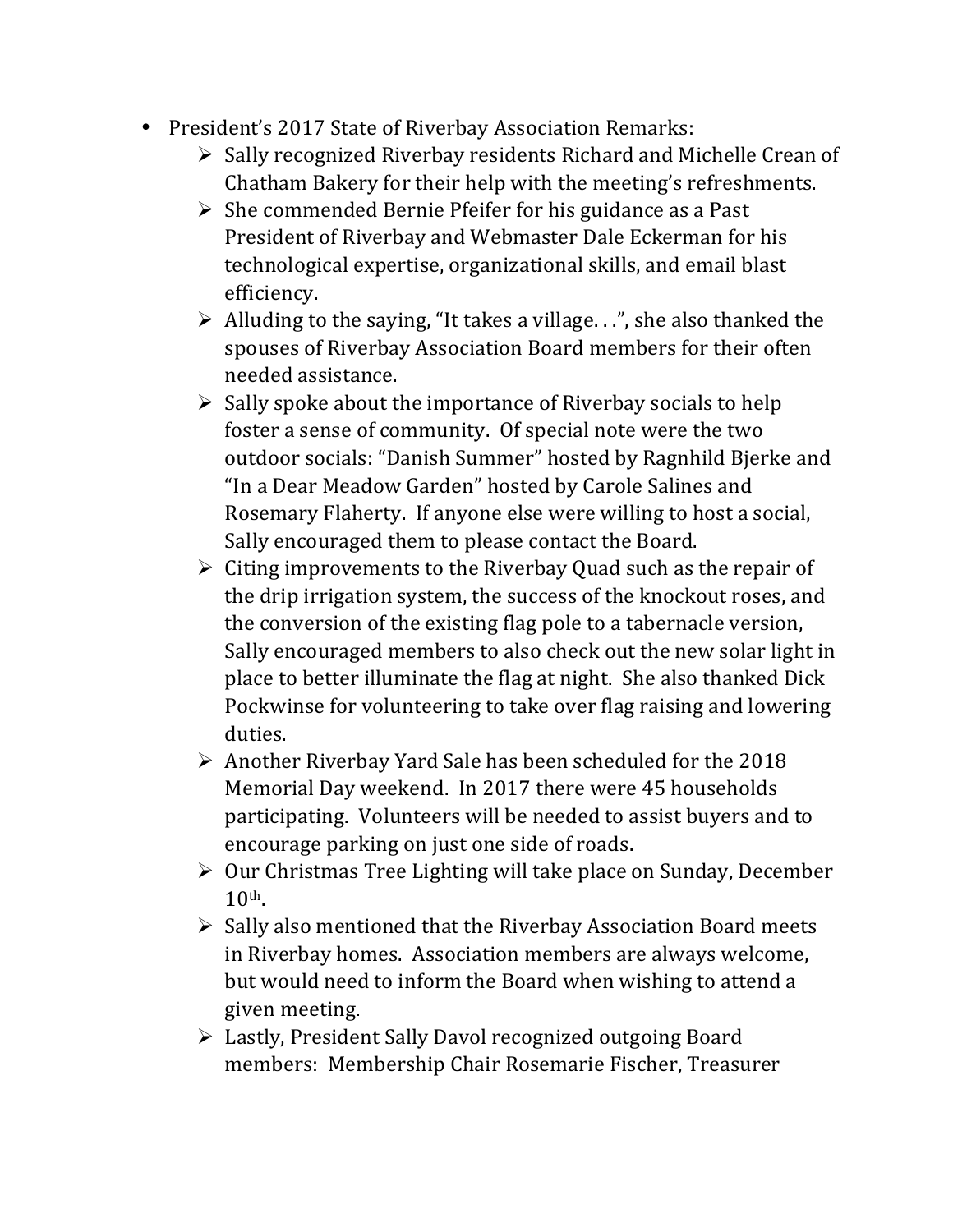- President's 2017 State of Riverbay Association Remarks:
  - Sally recognized Riverbay residents Richard and Michelle Crean of Chatham Bakery for their help with the meeting's refreshments.
  - She commended Bernie Pfeifer for his guidance as a Past President of Riverbay and Webmaster Dale Eckerman for his technological expertise, organizational skills, and email blast efficiency.
  - Alluding to the saying, "It takes a village. . .", she also thanked the spouses of Riverbay Association Board members for their often needed assistance.
  - Sally spoke about the importance of Riverbay socials to help foster a sense of community. Of special note were the two outdoor socials: "Danish Summer" hosted by Ragnhild Bjerke and "In a Dear Meadow Garden" hosted by Carole Salines and Rosemary Flaherty. If anyone else were willing to host a social, Sally encouraged them to please contact the Board.
  - Citing improvements to the Riverbay Quad such as the repair of the drip irrigation system, the success of the knockout roses, and the conversion of the existing flag pole to a tabernacle version, Sally encouraged members to also check out the new solar light in place to better illuminate the flag at night. She also thanked Dick Pockwinse for volunteering to take over flag raising and lowering duties.
  - Another Riverbay Yard Sale has been scheduled for the 2018 Memorial Day weekend. In 2017 there were 45 households participating. Volunteers will be needed to assist buyers and to encourage parking on just one side of roads.
  - Our Christmas Tree Lighting will take place on Sunday, December 10th.
  - Sally also mentioned that the Riverbay Association Board meets in Riverbay homes. Association members are always welcome, but would need to inform the Board when wishing to attend a given meeting.
  - Lastly, President Sally Davol recognized outgoing Board members: Membership Chair Rosemarie Fischer, Treasurer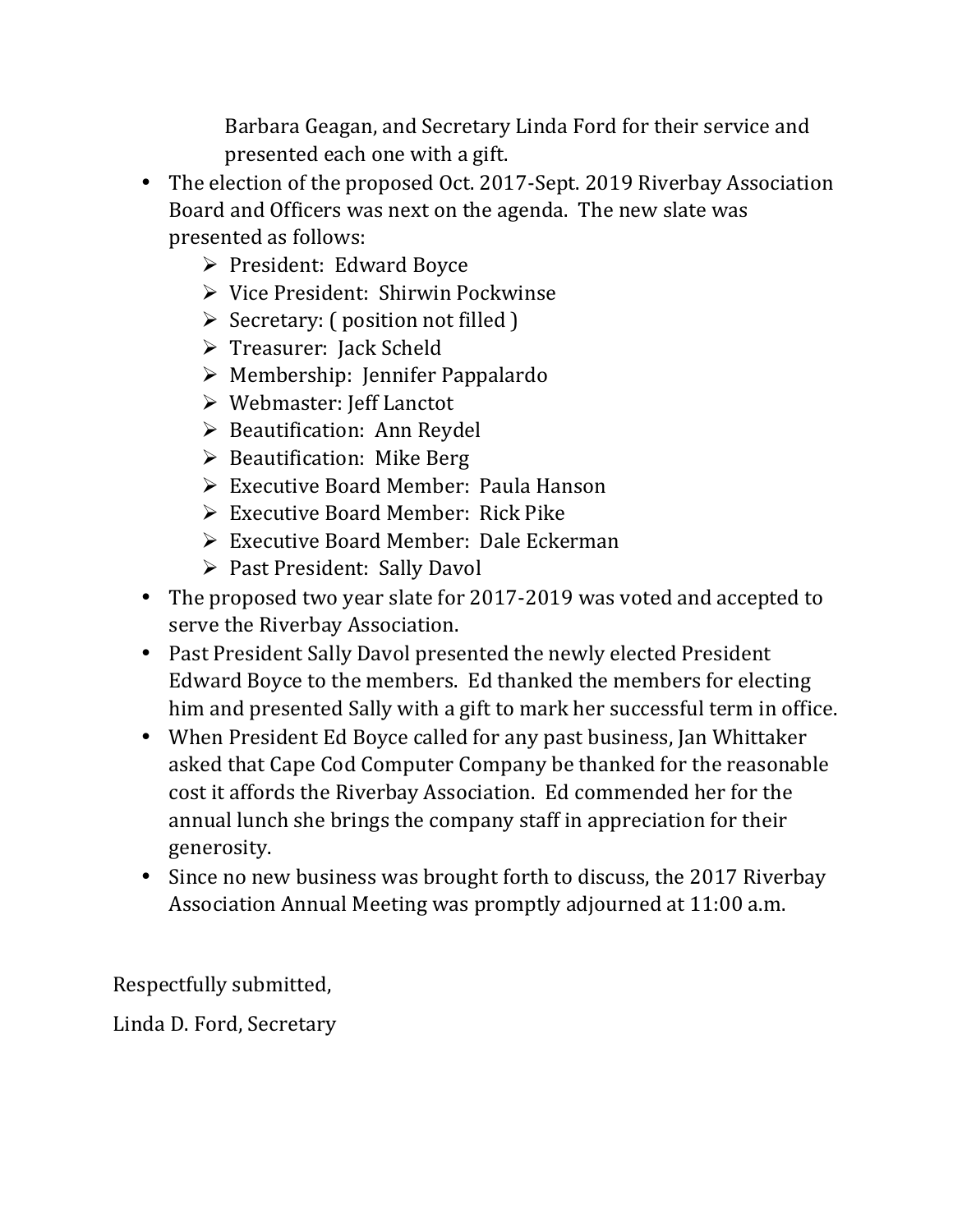Barbara Geagan, and Secretary Linda Ford for their service and presented each one with a gift.

- The election of the proposed Oct. 2017-Sept. 2019 Riverbay Association Board and Officers was next on the agenda. The new slate was presented as follows:
    - President: Edward Boyce
    - Vice President: Shirwin Pockwinse
    - Secretary: ( position not filled )
    - Treasurer: Jack Scheld
    - Membership: Jennifer Pappalardo
    - Webmaster: Jeff Lanctot
    - Beautification: Ann Reydel
    - Beautification: Mike Berg
    - Executive Board Member: Paula Hanson
    - Executive Board Member: Rick Pike
    - Executive Board Member: Dale Eckerman
    - Past President: Sally Davol
- The proposed two year slate for 2017-2019 was voted and accepted to serve the Riverbay Association.
- Past President Sally Davol presented the newly elected President Edward Boyce to the members. Ed thanked the members for electing him and presented Sally with a gift to mark her successful term in office.
- When President Ed Boyce called for any past business, Jan Whittaker asked that Cape Cod Computer Company be thanked for the reasonable cost it affords the Riverbay Association. Ed commended her for the annual lunch she brings the company staff in appreciation for their generosity.
- Since no new business was brought forth to discuss, the 2017 Riverbay Association Annual Meeting was promptly adjourned at 11:00 a.m.

Respectfully submitted,

Linda D. Ford, Secretary